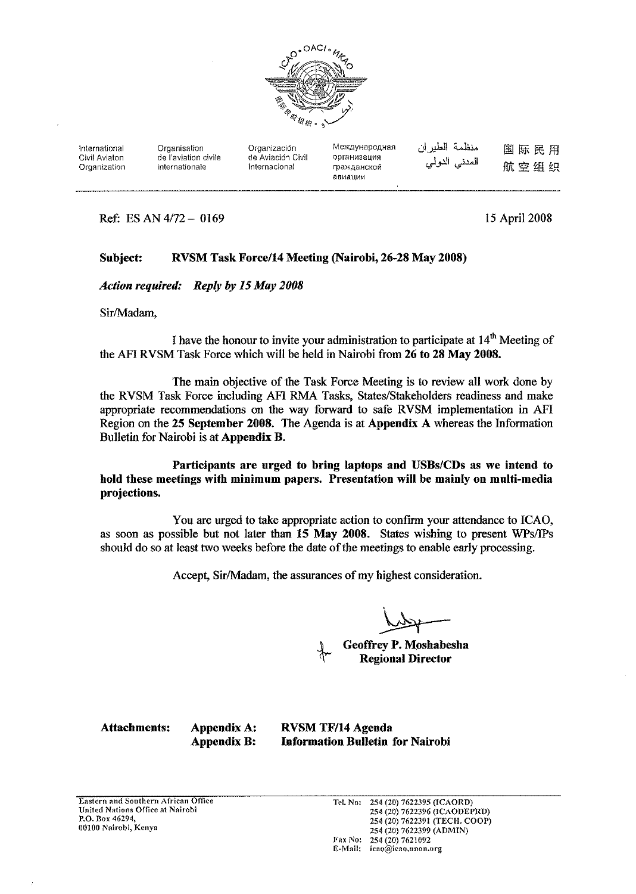International Civil Aviaton Organization | Organisation de l'aviation civile internationale | Organización de Aviación Civil Internacional | Международная организация гражданской авиации | منظمة الطيران المدني الدولي | 国际民用航空组织

Ref: ES AN 4/72 – 0169

15 April 2008

**Subject: RVSM Task Force/14 Meeting (Nairobi, 26-28 May 2008)**

***Action required: Reply by 15 May 2008***

Sir/Madam,

I have the honour to invite your administration to participate at 14th Meeting of the AFI RVSM Task Force which will be held in Nairobi from **26 to 28 May 2008.**

The main objective of the Task Force Meeting is to review all work done by the RVSM Task Force including AFI RMA Tasks, States/Stakeholders readiness and make appropriate recommendations on the way forward to safe RVSM implementation in AFI Region on the **25 September 2008**. The Agenda is at **Appendix A** whereas the Information Bulletin for Nairobi is at **Appendix B.**

**Participants are urged to bring laptops and USBs/CDs as we intend to hold these meetings with minimum papers. Presentation will be mainly on multi-media projections.**

You are urged to take appropriate action to confirm your attendance to ICAO, as soon as possible but not later than **15 May 2008**. States wishing to present WPs/IPs should do so at least two weeks before the date of the meetings to enable early processing.

Accept, Sir/Madam, the assurances of my highest consideration.

**Geoffrey P. Moshabesha**
**Regional Director**

**Attachments:**
**Appendix A: RVSM TF/14 Agenda**
**Appendix B: Information Bulletin for Nairobi**

Eastern and Southern African Office
United Nations Office at Nairobi
P.O. Box 46294,
00100 Nairobi, Kenya

Tel. No: 254 (20) 7622395 (ICAORD)
254 (20) 7622396 (ICAODEPRD)
254 (20) 7622391 (TECH. COOP)
254 (20) 7622399 (ADMIN)
Fax No: 254 (20) 7621092
E-Mail: icao@icao.unon.org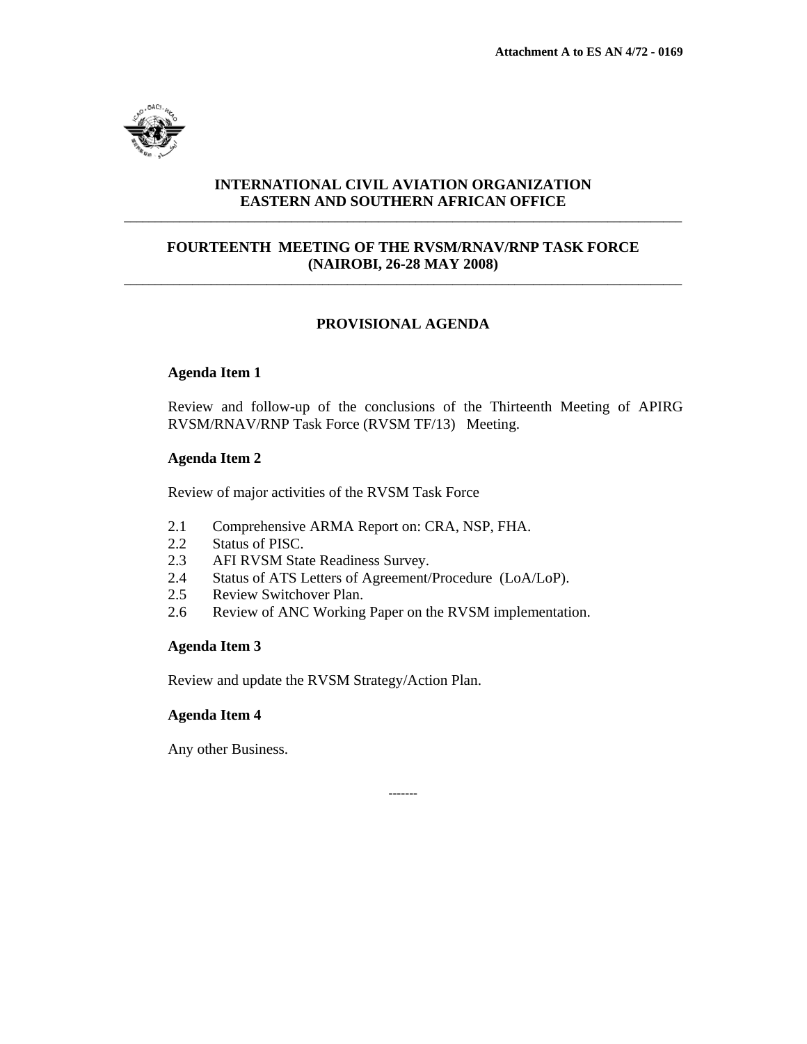**Attachment A to ES AN 4/72 - 0169**

**INTERNATIONAL CIVIL AVIATION ORGANIZATION**
**EASTERN AND SOUTHERN AFRICAN OFFICE**

---

**FOURTEENTH MEETING OF THE RVSM/RNAV/RNP TASK FORCE**
**(NAIROBI, 26-28 MAY 2008)**

---

## PROVISIONAL AGENDA

**Agenda Item 1**

Review and follow-up of the conclusions of the Thirteenth Meeting of APIRG RVSM/RNAV/RNP Task Force (RVSM TF/13) Meeting.

**Agenda Item 2**

Review of major activities of the RVSM Task Force

- 2.1 Comprehensive ARMA Report on: CRA, NSP, FHA.
- 2.2 Status of PISC.
- 2.3 AFI RVSM State Readiness Survey.
- 2.4 Status of ATS Letters of Agreement/Procedure (LoA/LoP).
- 2.5 Review Switchover Plan.
- 2.6 Review of ANC Working Paper on the RVSM implementation.

**Agenda Item 3**

Review and update the RVSM Strategy/Action Plan.

**Agenda Item 4**

Any other Business.

-------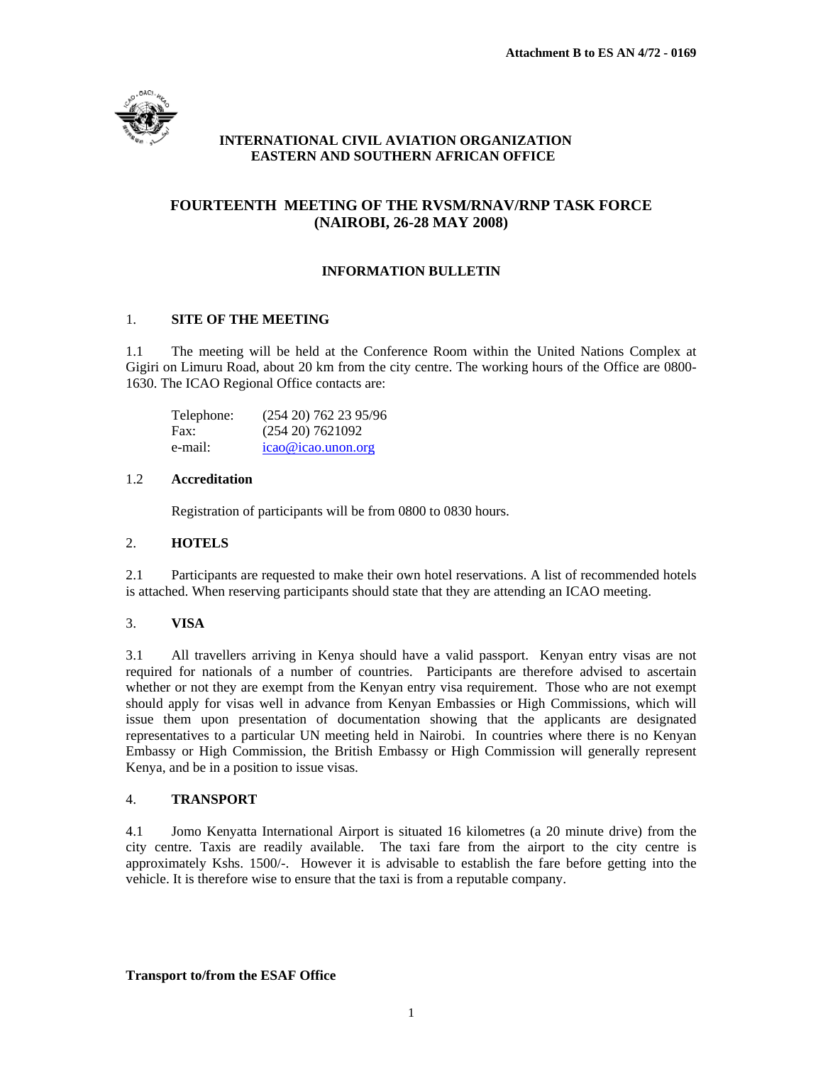**Attachment B to ES AN 4/72 - 0169**

**INTERNATIONAL CIVIL AVIATION ORGANIZATION**
**EASTERN AND SOUTHERN AFRICAN OFFICE**

# FOURTEENTH MEETING OF THE RVSM/RNAV/RNP TASK FORCE (NAIROBI, 26-28 MAY 2008)

## INFORMATION BULLETIN

### 1. SITE OF THE MEETING

1.1 The meeting will be held at the Conference Room within the United Nations Complex at Gigiri on Limuru Road, about 20 km from the city centre. The working hours of the Office are 0800-1630. The ICAO Regional Office contacts are:

Telephone: (254 20) 762 23 95/96
Fax: (254 20) 7621092
e-mail: icao@icao.unon.org

1.2 **Accreditation**

Registration of participants will be from 0800 to 0830 hours.

### 2. HOTELS

2.1 Participants are requested to make their own hotel reservations. A list of recommended hotels is attached. When reserving participants should state that they are attending an ICAO meeting.

### 3. VISA

3.1 All travellers arriving in Kenya should have a valid passport. Kenyan entry visas are not required for nationals of a number of countries. Participants are therefore advised to ascertain whether or not they are exempt from the Kenyan entry visa requirement. Those who are not exempt should apply for visas well in advance from Kenyan Embassies or High Commissions, which will issue them upon presentation of documentation showing that the applicants are designated representatives to a particular UN meeting held in Nairobi. In countries where there is no Kenyan Embassy or High Commission, the British Embassy or High Commission will generally represent Kenya, and be in a position to issue visas.

### 4. TRANSPORT

4.1 Jomo Kenyatta International Airport is situated 16 kilometres (a 20 minute drive) from the city centre. Taxis are readily available. The taxi fare from the airport to the city centre is approximately Kshs. 1500/-. However it is advisable to establish the fare before getting into the vehicle. It is therefore wise to ensure that the taxi is from a reputable company.

**Transport to/from the ESAF Office**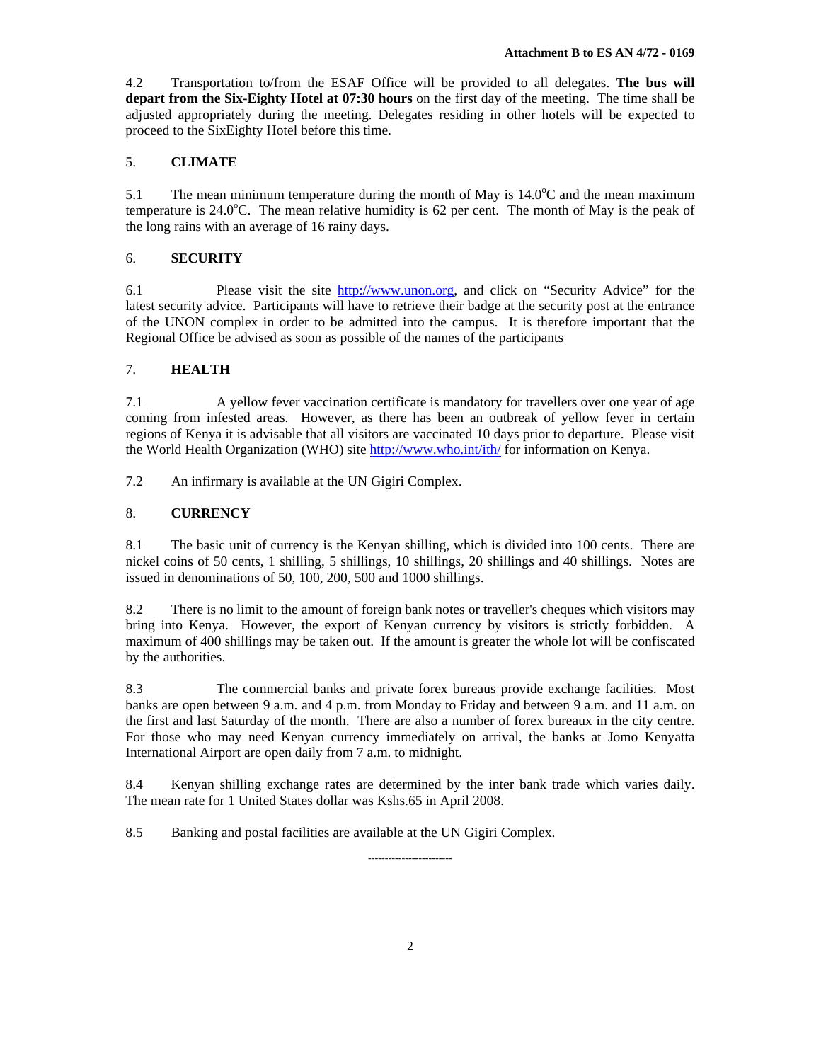4.2 Transportation to/from the ESAF Office will be provided to all delegates. **The bus will depart from the Six-Eighty Hotel at 07:30 hours** on the first day of the meeting. The time shall be adjusted appropriately during the meeting. Delegates residing in other hotels will be expected to proceed to the SixEighty Hotel before this time.

## 5. CLIMATE

5.1 The mean minimum temperature during the month of May is 14.0$^o$C and the mean maximum temperature is 24.0$^o$C. The mean relative humidity is 62 per cent. The month of May is the peak of the long rains with an average of 16 rainy days.

## 6. SECURITY

6.1 Please visit the site http://www.unon.org, and click on "Security Advice" for the latest security advice. Participants will have to retrieve their badge at the security post at the entrance of the UNON complex in order to be admitted into the campus. It is therefore important that the Regional Office be advised as soon as possible of the names of the participants

## 7. HEALTH

7.1 A yellow fever vaccination certificate is mandatory for travellers over one year of age coming from infested areas. However, as there has been an outbreak of yellow fever in certain regions of Kenya it is advisable that all visitors are vaccinated 10 days prior to departure. Please visit the World Health Organization (WHO) site http://www.who.int/ith/ for information on Kenya.

7.2 An infirmary is available at the UN Gigiri Complex.

## 8. CURRENCY

8.1 The basic unit of currency is the Kenyan shilling, which is divided into 100 cents. There are nickel coins of 50 cents, 1 shilling, 5 shillings, 10 shillings, 20 shillings and 40 shillings. Notes are issued in denominations of 50, 100, 200, 500 and 1000 shillings.

8.2 There is no limit to the amount of foreign bank notes or traveller's cheques which visitors may bring into Kenya. However, the export of Kenyan currency by visitors is strictly forbidden. A maximum of 400 shillings may be taken out. If the amount is greater the whole lot will be confiscated by the authorities.

8.3 The commercial banks and private forex bureaus provide exchange facilities. Most banks are open between 9 a.m. and 4 p.m. from Monday to Friday and between 9 a.m. and 11 a.m. on the first and last Saturday of the month. There are also a number of forex bureaux in the city centre. For those who may need Kenyan currency immediately on arrival, the banks at Jomo Kenyatta International Airport are open daily from 7 a.m. to midnight.

8.4 Kenyan shilling exchange rates are determined by the inter bank trade which varies daily. The mean rate for 1 United States dollar was Kshs.65 in April 2008.

8.5 Banking and postal facilities are available at the UN Gigiri Complex.

------------------------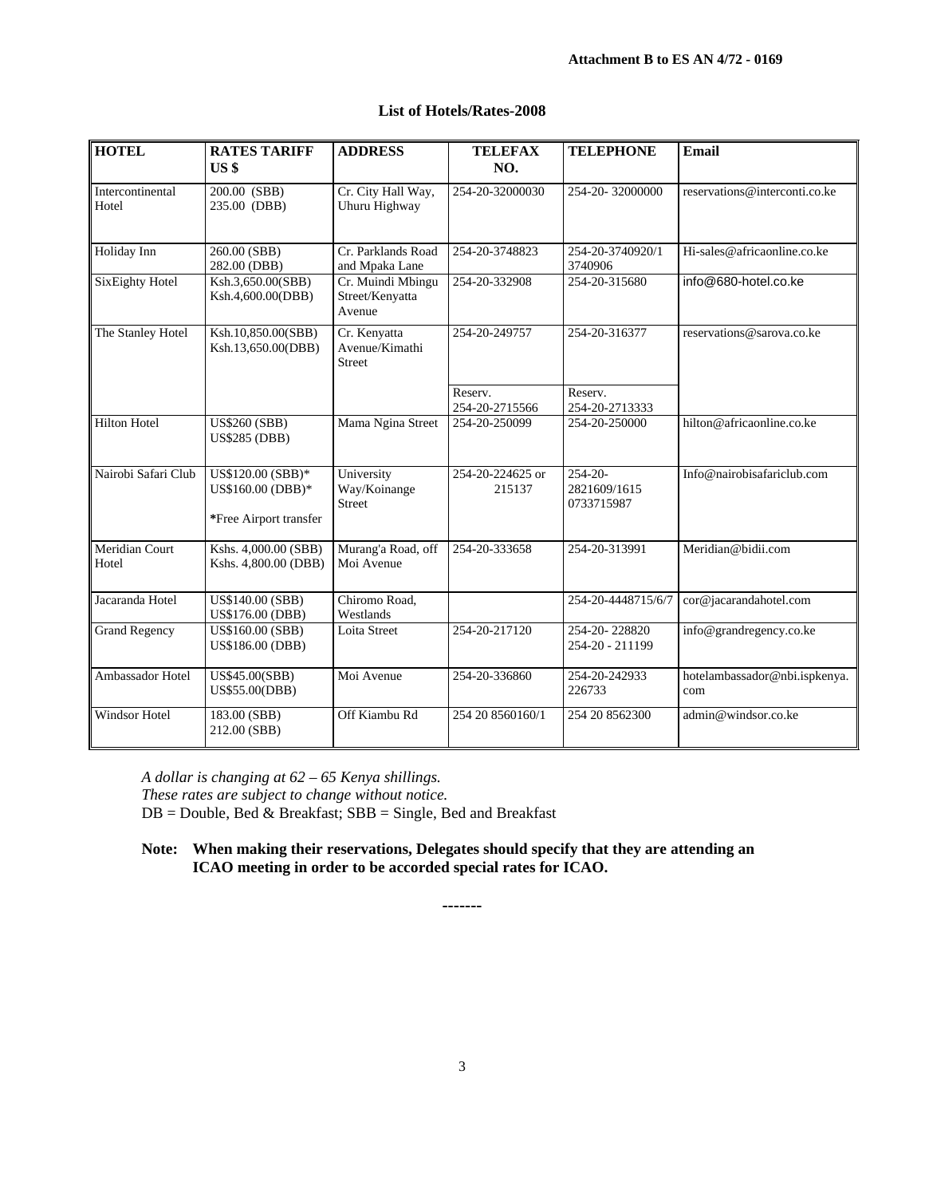Attachment B to ES AN 4/72 - 0169

## List of Hotels/Rates-2008

| HOTEL | RATES TARIFF US $ | ADDRESS | TELEFAX NO. | TELEPHONE | Email |
|---|---|---|---|---|---|
| Intercontinental Hotel | 200.00 (SBB)<br>235.00 (DBB) | Cr. City Hall Way, Uhuru Highway | 254-20-32000030 | 254-20- 32000000 | reservations@interconti.co.ke |
| Holiday Inn | 260.00 (SBB)<br>282.00 (DBB) | Cr. Parklands Road and Mpaka Lane | 254-20-3748823 | 254-20-3740920/1<br>3740906 | Hi-sales@africaonline.co.ke |
| SixEighty Hotel | Ksh.3,650.00(SBB)<br>Ksh.4,600.00(DBB) | Cr. Muindi Mbingu Street/Kenyatta Avenue | 254-20-332908 | 254-20-315680 | info@680-hotel.co.ke |
| The Stanley Hotel | Ksh.10,850.00(SBB)<br>Ksh.13,650.00(DBB) | Cr. Kenyatta Avenue/Kimathi Street | 254-20-249757<br>Reserv.<br>254-20-2715566 | 254-20-316377<br>Reserv.<br>254-20-2713333 | reservations@sarova.co.ke |
| Hilton Hotel | US$260 (SBB)<br>US$285 (DBB) | Mama Ngina Street | 254-20-250099 | 254-20-250000 | hilton@africaonline.co.ke |
| Nairobi Safari Club | US$120.00 (SBB)*<br>US$160.00 (DBB)*<br>*Free Airport transfer | University Way/Koinange Street | 254-20-224625 or 215137 | 254-20-<br>2821609/1615<br>0733715987 | Info@nairobisafariclub.com |
| Meridian Court Hotel | Kshs. 4,000.00 (SBB)<br>Kshs. 4,800.00 (DBB) | Murang'a Road, off Moi Avenue | 254-20-333658 | 254-20-313991 | Meridian@bidii.com |
| Jacaranda Hotel | US$140.00 (SBB)<br>US$176.00 (DBB) | Chiromo Road, Westlands | | 254-20-4448715/6/7 | cor@jacarandahotel.com |
| Grand Regency | US$160.00 (SBB)<br>US$186.00 (DBB) | Loita Street | 254-20-217120 | 254-20- 228820<br>254-20 - 211199 | info@grandregency.co.ke |
| Ambassador Hotel | US$45.00(SBB)<br>US$55.00(DBB) | Moi Avenue | 254-20-336860 | 254-20-242933<br>226733 | hotelambassador@nbi.ispkenya.com |
| Windsor Hotel | 183.00 (SBB)<br>212.00 (SBB) | Off Kiambu Rd | 254 20 8560160/1 | 254 20 8562300 | admin@windsor.co.ke |

*A dollar is changing at 62 – 65 Kenya shillings.*
*These rates are subject to change without notice.*
DB = Double, Bed & Breakfast; SBB = Single, Bed and Breakfast

**Note: When making their reservations, Delegates should specify that they are attending an ICAO meeting in order to be accorded special rates for ICAO.**

-------